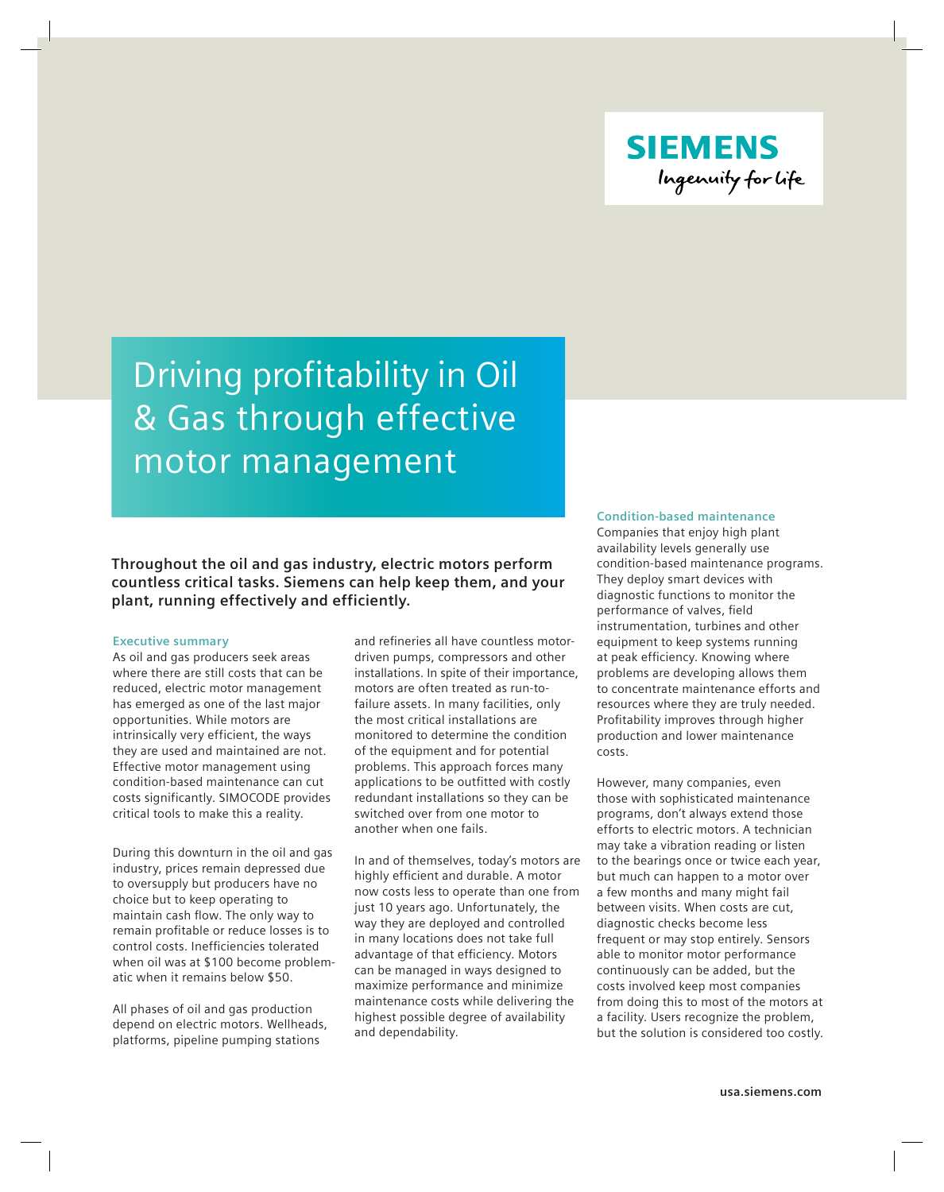SIEMENS

Ingenuity for life

# Driving profitability in Oil & Gas through effective motor management

**Throughout the oil and gas industry, electric motors perform countless critical tasks. Siemens can help keep them, and your plant, running effectively and efficiently.**

## Executive summary

As oil and gas producers seek areas where there are still costs that can be reduced, electric motor management has emerged as one of the last major opportunities. While motors are intrinsically very efficient, the ways they are used and maintained are not. Effective motor management using condition-based maintenance can cut costs significantly. SIMOCODE provides critical tools to make this a reality.

During this downturn in the oil and gas industry, prices remain depressed due to oversupply but producers have no choice but to keep operating to maintain cash flow. The only way to remain profitable or reduce losses is to control costs. Inefficiencies tolerated when oil was at $100 become problematic when it remains below $50.

All phases of oil and gas production depend on electric motors. Wellheads, platforms, pipeline pumping stations and refineries all have countless motor-driven pumps, compressors and other installations. In spite of their importance, motors are often treated as run-to-failure assets. In many facilities, only the most critical installations are monitored to determine the condition of the equipment and for potential problems. This approach forces many applications to be outfitted with costly redundant installations so they can be switched over from one motor to another when one fails.

In and of themselves, today's motors are highly efficient and durable. A motor now costs less to operate than one from just 10 years ago. Unfortunately, the way they are deployed and controlled in many locations does not take full advantage of that efficiency. Motors can be managed in ways designed to maximize performance and minimize maintenance costs while delivering the highest possible degree of availability and dependability.

## Condition-based maintenance

Companies that enjoy high plant availability levels generally use condition-based maintenance programs. They deploy smart devices with diagnostic functions to monitor the performance of valves, field instrumentation, turbines and other equipment to keep systems running at peak efficiency. Knowing where problems are developing allows them to concentrate maintenance efforts and resources where they are truly needed. Profitability improves through higher production and lower maintenance costs.

However, many companies, even those with sophisticated maintenance programs, don't always extend those efforts to electric motors. A technician may take a vibration reading or listen to the bearings once or twice each year, but much can happen to a motor over a few months and many might fail between visits. When costs are cut, diagnostic checks become less frequent or may stop entirely. Sensors able to monitor motor performance continuously can be added, but the costs involved keep most companies from doing this to most of the motors at a facility. Users recognize the problem, but the solution is considered too costly.

usa.siemens.com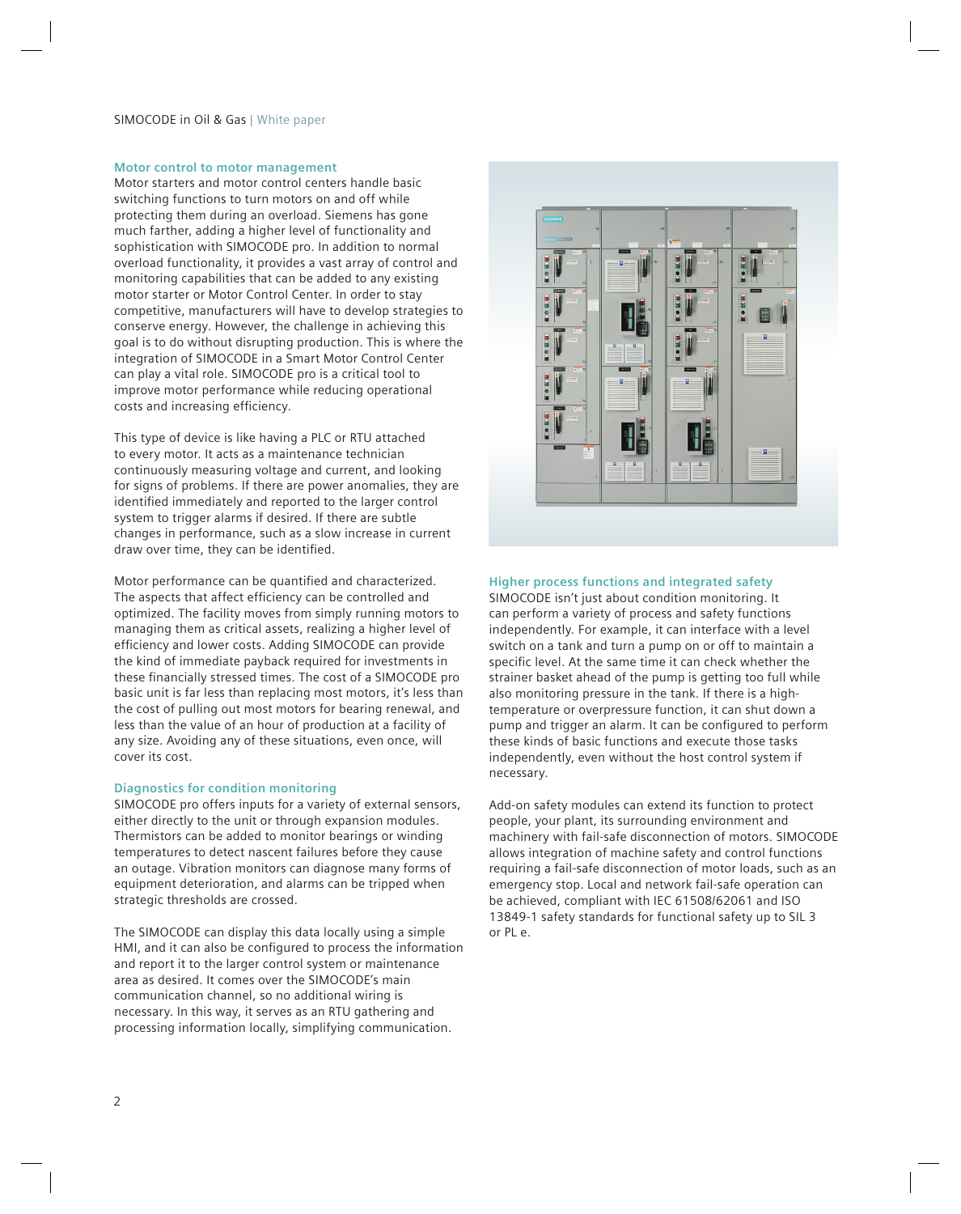## Motor control to motor management

Motor starters and motor control centers handle basic switching functions to turn motors on and off while protecting them during an overload. Siemens has gone much farther, adding a higher level of functionality and sophistication with SIMOCODE pro. In addition to normal overload functionality, it provides a vast array of control and monitoring capabilities that can be added to any existing motor starter or Motor Control Center. In order to stay competitive, manufacturers will have to develop strategies to conserve energy. However, the challenge in achieving this goal is to do without disrupting production. This is where the integration of SIMOCODE in a Smart Motor Control Center can play a vital role. SIMOCODE pro is a critical tool to improve motor performance while reducing operational costs and increasing efficiency.

This type of device is like having a PLC or RTU attached to every motor. It acts as a maintenance technician continuously measuring voltage and current, and looking for signs of problems. If there are power anomalies, they are identified immediately and reported to the larger control system to trigger alarms if desired. If there are subtle changes in performance, such as a slow increase in current draw over time, they can be identified.

Motor performance can be quantified and characterized. The aspects that affect efficiency can be controlled and optimized. The facility moves from simply running motors to managing them as critical assets, realizing a higher level of efficiency and lower costs. Adding SIMOCODE can provide the kind of immediate payback required for investments in these financially stressed times. The cost of a SIMOCODE pro basic unit is far less than replacing most motors, it's less than the cost of pulling out most motors for bearing renewal, and less than the value of an hour of production at a facility of any size. Avoiding any of these situations, even once, will cover its cost.

## Diagnostics for condition monitoring

SIMOCODE pro offers inputs for a variety of external sensors, either directly to the unit or through expansion modules. Thermistors can be added to monitor bearings or winding temperatures to detect nascent failures before they cause an outage. Vibration monitors can diagnose many forms of equipment deterioration, and alarms can be tripped when strategic thresholds are crossed.

The SIMOCODE can display this data locally using a simple HMI, and it can also be configured to process the information and report it to the larger control system or maintenance area as desired. It comes over the SIMOCODE's main communication channel, so no additional wiring is necessary. In this way, it serves as an RTU gathering and processing information locally, simplifying communication.

## Higher process functions and integrated safety

SIMOCODE isn't just about condition monitoring. It can perform a variety of process and safety functions independently. For example, it can interface with a level switch on a tank and turn a pump on or off to maintain a specific level. At the same time it can check whether the strainer basket ahead of the pump is getting too full while also monitoring pressure in the tank. If there is a high-temperature or overpressure function, it can shut down a pump and trigger an alarm. It can be configured to perform these kinds of basic functions and execute those tasks independently, even without the host control system if necessary.

Add-on safety modules can extend its function to protect people, your plant, its surrounding environment and machinery with fail-safe disconnection of motors. SIMOCODE allows integration of machine safety and control functions requiring a fail-safe disconnection of motor loads, such as an emergency stop. Local and network fail-safe operation can be achieved, compliant with IEC 61508/62061 and ISO 13849-1 safety standards for functional safety up to SIL 3 or PL e.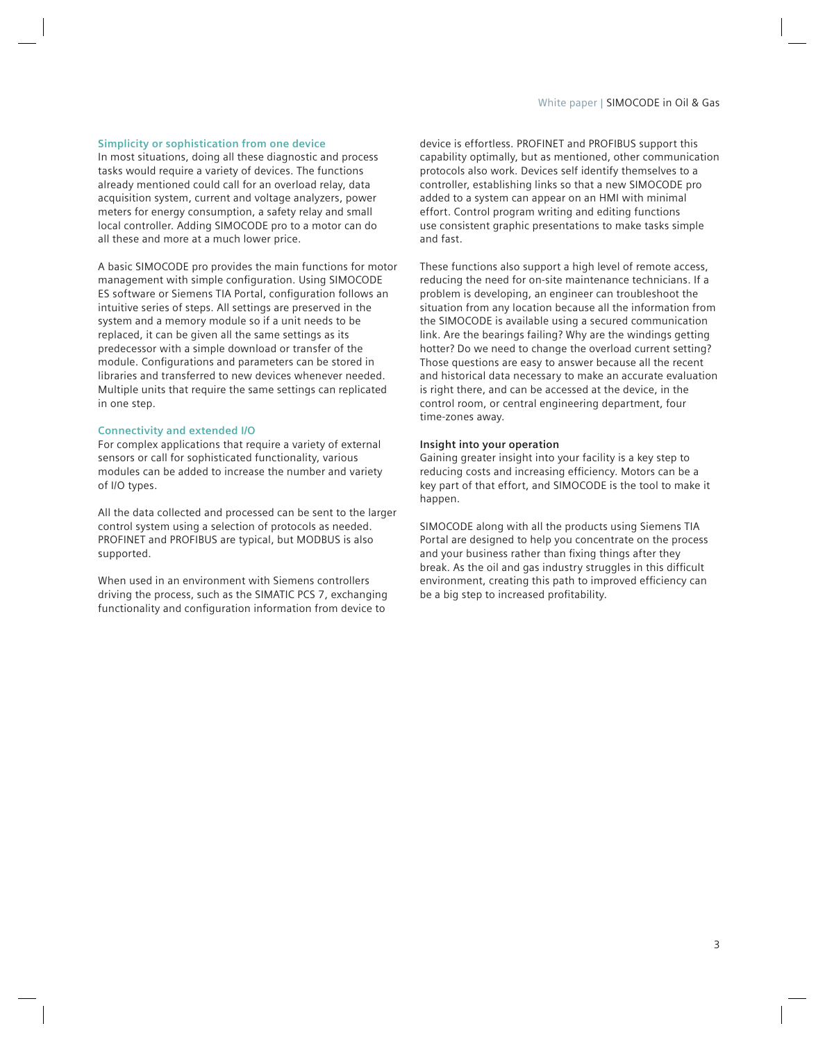### Simplicity or sophistication from one device

In most situations, doing all these diagnostic and process tasks would require a variety of devices. The functions already mentioned could call for an overload relay, data acquisition system, current and voltage analyzers, power meters for energy consumption, a safety relay and small local controller. Adding SIMOCODE pro to a motor can do all these and more at a much lower price.

A basic SIMOCODE pro provides the main functions for motor management with simple configuration. Using SIMOCODE ES software or Siemens TIA Portal, configuration follows an intuitive series of steps. All settings are preserved in the system and a memory module so if a unit needs to be replaced, it can be given all the same settings as its predecessor with a simple download or transfer of the module. Configurations and parameters can be stored in libraries and transferred to new devices whenever needed. Multiple units that require the same settings can replicated in one step.

### Connectivity and extended I/O

For complex applications that require a variety of external sensors or call for sophisticated functionality, various modules can be added to increase the number and variety of I/O types.

All the data collected and processed can be sent to the larger control system using a selection of protocols as needed. PROFINET and PROFIBUS are typical, but MODBUS is also supported.

When used in an environment with Siemens controllers driving the process, such as the SIMATIC PCS 7, exchanging functionality and configuration information from device to device is effortless. PROFINET and PROFIBUS support this capability optimally, but as mentioned, other communication protocols also work. Devices self identify themselves to a controller, establishing links so that a new SIMOCODE pro added to a system can appear on an HMI with minimal effort. Control program writing and editing functions use consistent graphic presentations to make tasks simple and fast.

These functions also support a high level of remote access, reducing the need for on-site maintenance technicians. If a problem is developing, an engineer can troubleshoot the situation from any location because all the information from the SIMOCODE is available using a secured communication link. Are the bearings failing? Why are the windings getting hotter? Do we need to change the overload current setting? Those questions are easy to answer because all the recent and historical data necessary to make an accurate evaluation is right there, and can be accessed at the device, in the control room, or central engineering department, four time-zones away.

### Insight into your operation

Gaining greater insight into your facility is a key step to reducing costs and increasing efficiency. Motors can be a key part of that effort, and SIMOCODE is the tool to make it happen.

SIMOCODE along with all the products using Siemens TIA Portal are designed to help you concentrate on the process and your business rather than fixing things after they break. As the oil and gas industry struggles in this difficult environment, creating this path to improved efficiency can be a big step to increased profitability.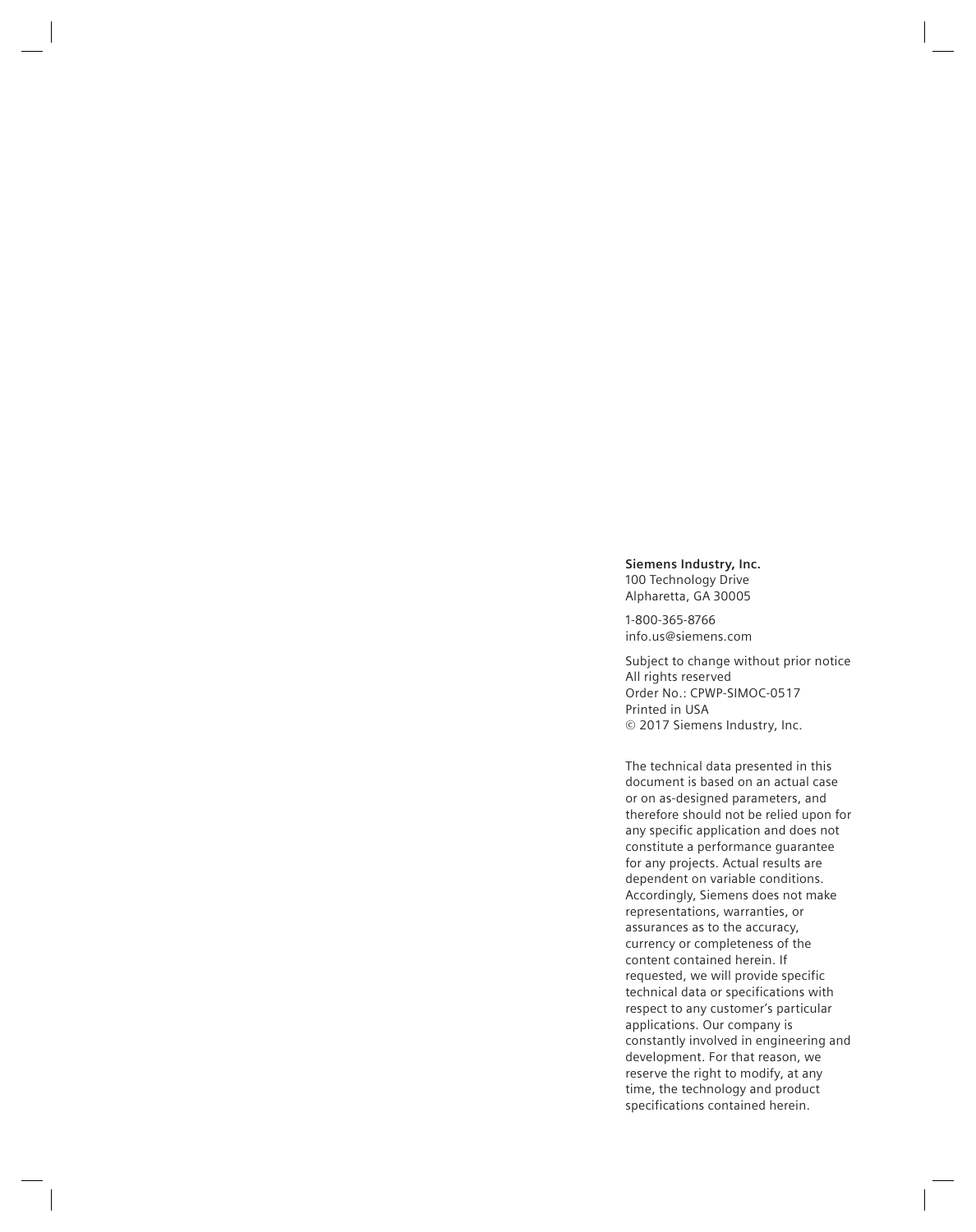**Siemens Industry, Inc.**
100 Technology Drive
Alpharetta, GA 30005

1-800-365-8766
info.us@siemens.com

Subject to change without prior notice
All rights reserved
Order No.: CPWP-SIMOC-0517
Printed in USA
© 2017 Siemens Industry, Inc.

The technical data presented in this document is based on an actual case or on as-designed parameters, and therefore should not be relied upon for any specific application and does not constitute a performance guarantee for any projects. Actual results are dependent on variable conditions. Accordingly, Siemens does not make representations, warranties, or assurances as to the accuracy, currency or completeness of the content contained herein. If requested, we will provide specific technical data or specifications with respect to any customer's particular applications. Our company is constantly involved in engineering and development. For that reason, we reserve the right to modify, at any time, the technology and product specifications contained herein.